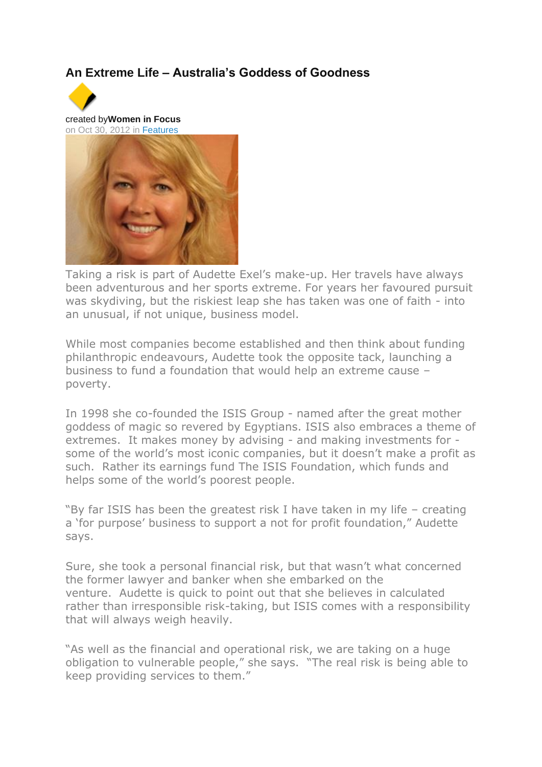# An Extreme Life – Australia's Goddess of Goodness

created by **Women in Focus**
on Oct 30, 2012 in Features

Taking a risk is part of Audette Exel's make-up. Her travels have always been adventurous and her sports extreme. For years her favoured pursuit was skydiving, but the riskiest leap she has taken was one of faith - into an unusual, if not unique, business model.

While most companies become established and then think about funding philanthropic endeavours, Audette took the opposite tack, launching a business to fund a foundation that would help an extreme cause – poverty.

In 1998 she co-founded the ISIS Group - named after the great mother goddess of magic so revered by Egyptians. ISIS also embraces a theme of extremes. It makes money by advising - and making investments for - some of the world's most iconic companies, but it doesn't make a profit as such. Rather its earnings fund The ISIS Foundation, which funds and helps some of the world's poorest people.

"By far ISIS has been the greatest risk I have taken in my life – creating a 'for purpose' business to support a not for profit foundation," Audette says.

Sure, she took a personal financial risk, but that wasn't what concerned the former lawyer and banker when she embarked on the venture. Audette is quick to point out that she believes in calculated rather than irresponsible risk-taking, but ISIS comes with a responsibility that will always weigh heavily.

"As well as the financial and operational risk, we are taking on a huge obligation to vulnerable people," she says. "The real risk is being able to keep providing services to them."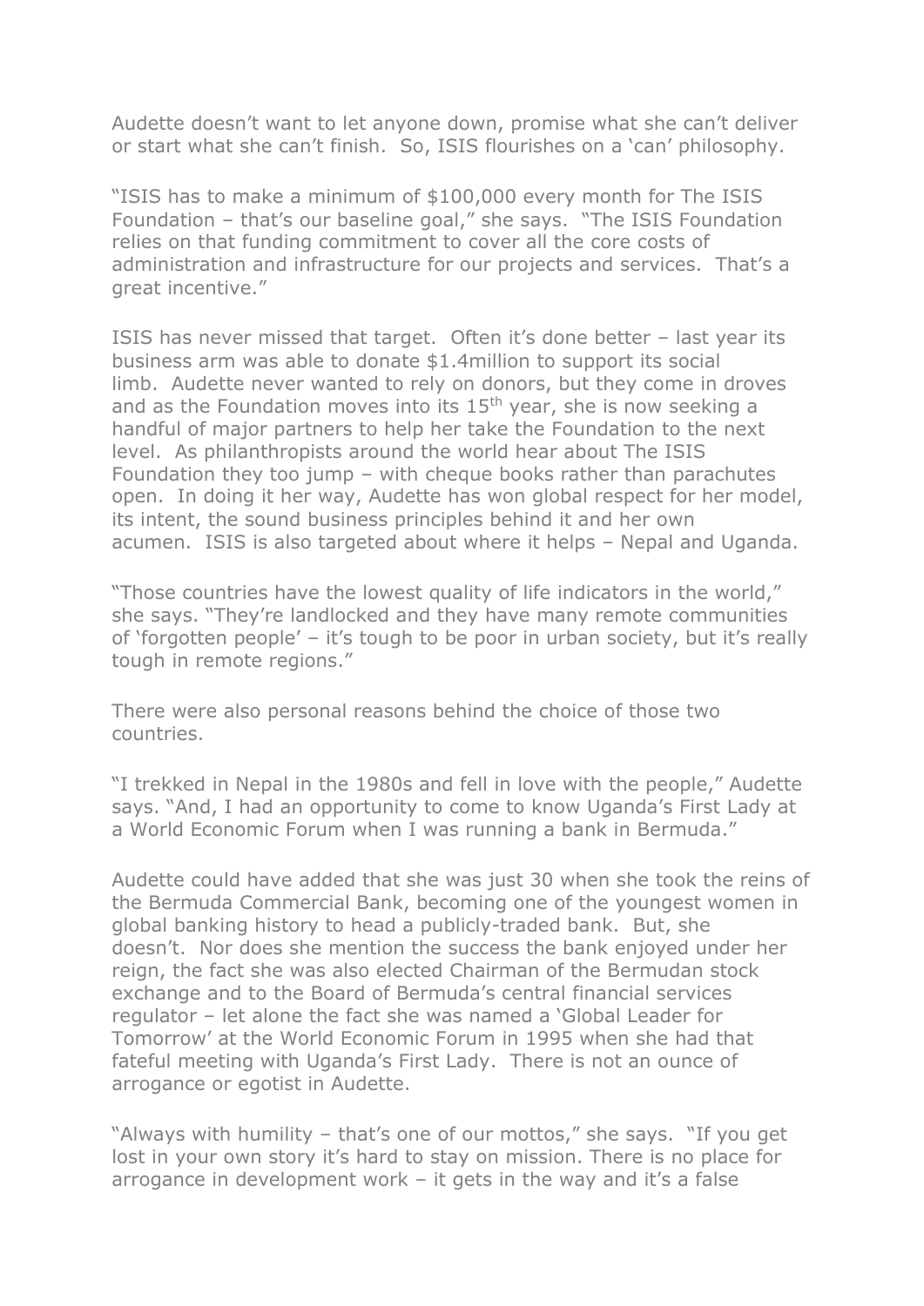Audette doesn't want to let anyone down, promise what she can't deliver or start what she can't finish. So, ISIS flourishes on a 'can' philosophy.

"ISIS has to make a minimum of $100,000 every month for The ISIS Foundation – that's our baseline goal," she says. "The ISIS Foundation relies on that funding commitment to cover all the core costs of administration and infrastructure for our projects and services. That's a great incentive."

ISIS has never missed that target. Often it's done better – last year its business arm was able to donate $1.4million to support its social limb. Audette never wanted to rely on donors, but they come in droves and as the Foundation moves into its 15th year, she is now seeking a handful of major partners to help her take the Foundation to the next level. As philanthropists around the world hear about The ISIS Foundation they too jump – with cheque books rather than parachutes open. In doing it her way, Audette has won global respect for her model, its intent, the sound business principles behind it and her own acumen. ISIS is also targeted about where it helps – Nepal and Uganda.

"Those countries have the lowest quality of life indicators in the world," she says. "They're landlocked and they have many remote communities of 'forgotten people' – it's tough to be poor in urban society, but it's really tough in remote regions."

There were also personal reasons behind the choice of those two countries.

"I trekked in Nepal in the 1980s and fell in love with the people," Audette says. "And, I had an opportunity to come to know Uganda's First Lady at a World Economic Forum when I was running a bank in Bermuda."

Audette could have added that she was just 30 when she took the reins of the Bermuda Commercial Bank, becoming one of the youngest women in global banking history to head a publicly-traded bank. But, she doesn't. Nor does she mention the success the bank enjoyed under her reign, the fact she was also elected Chairman of the Bermudan stock exchange and to the Board of Bermuda's central financial services regulator – let alone the fact she was named a 'Global Leader for Tomorrow' at the World Economic Forum in 1995 when she had that fateful meeting with Uganda's First Lady. There is not an ounce of arrogance or egotist in Audette.

"Always with humility – that's one of our mottos," she says. "If you get lost in your own story it's hard to stay on mission. There is no place for arrogance in development work – it gets in the way and it's a false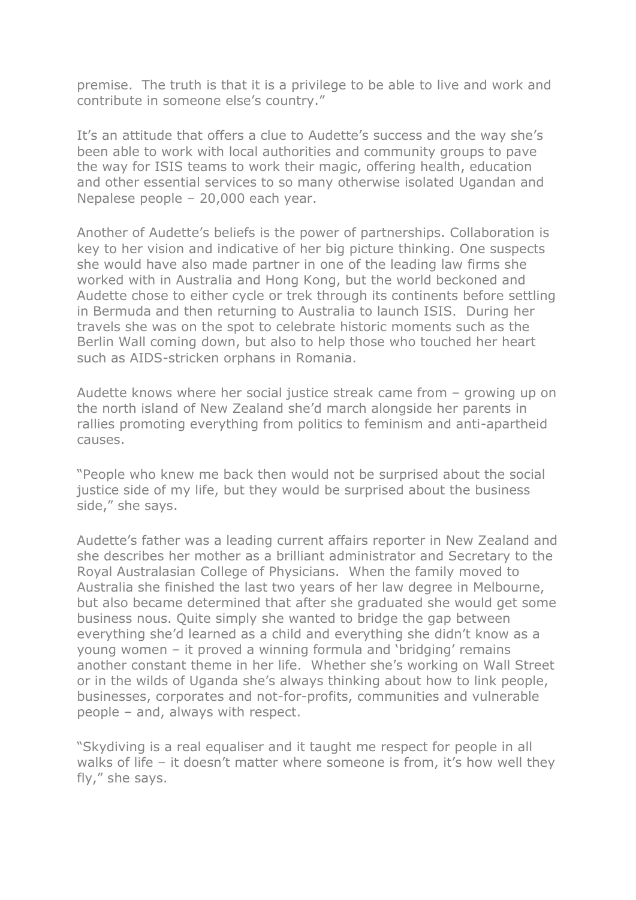premise. The truth is that it is a privilege to be able to live and work and contribute in someone else's country."

It's an attitude that offers a clue to Audette's success and the way she's been able to work with local authorities and community groups to pave the way for ISIS teams to work their magic, offering health, education and other essential services to so many otherwise isolated Ugandan and Nepalese people – 20,000 each year.

Another of Audette's beliefs is the power of partnerships. Collaboration is key to her vision and indicative of her big picture thinking. One suspects she would have also made partner in one of the leading law firms she worked with in Australia and Hong Kong, but the world beckoned and Audette chose to either cycle or trek through its continents before settling in Bermuda and then returning to Australia to launch ISIS. During her travels she was on the spot to celebrate historic moments such as the Berlin Wall coming down, but also to help those who touched her heart such as AIDS-stricken orphans in Romania.

Audette knows where her social justice streak came from – growing up on the north island of New Zealand she'd march alongside her parents in rallies promoting everything from politics to feminism and anti-apartheid causes.

"People who knew me back then would not be surprised about the social justice side of my life, but they would be surprised about the business side," she says.

Audette's father was a leading current affairs reporter in New Zealand and she describes her mother as a brilliant administrator and Secretary to the Royal Australasian College of Physicians. When the family moved to Australia she finished the last two years of her law degree in Melbourne, but also became determined that after she graduated she would get some business nous. Quite simply she wanted to bridge the gap between everything she'd learned as a child and everything she didn't know as a young women – it proved a winning formula and 'bridging' remains another constant theme in her life. Whether she's working on Wall Street or in the wilds of Uganda she's always thinking about how to link people, businesses, corporates and not-for-profits, communities and vulnerable people – and, always with respect.

"Skydiving is a real equaliser and it taught me respect for people in all walks of life – it doesn't matter where someone is from, it's how well they fly," she says.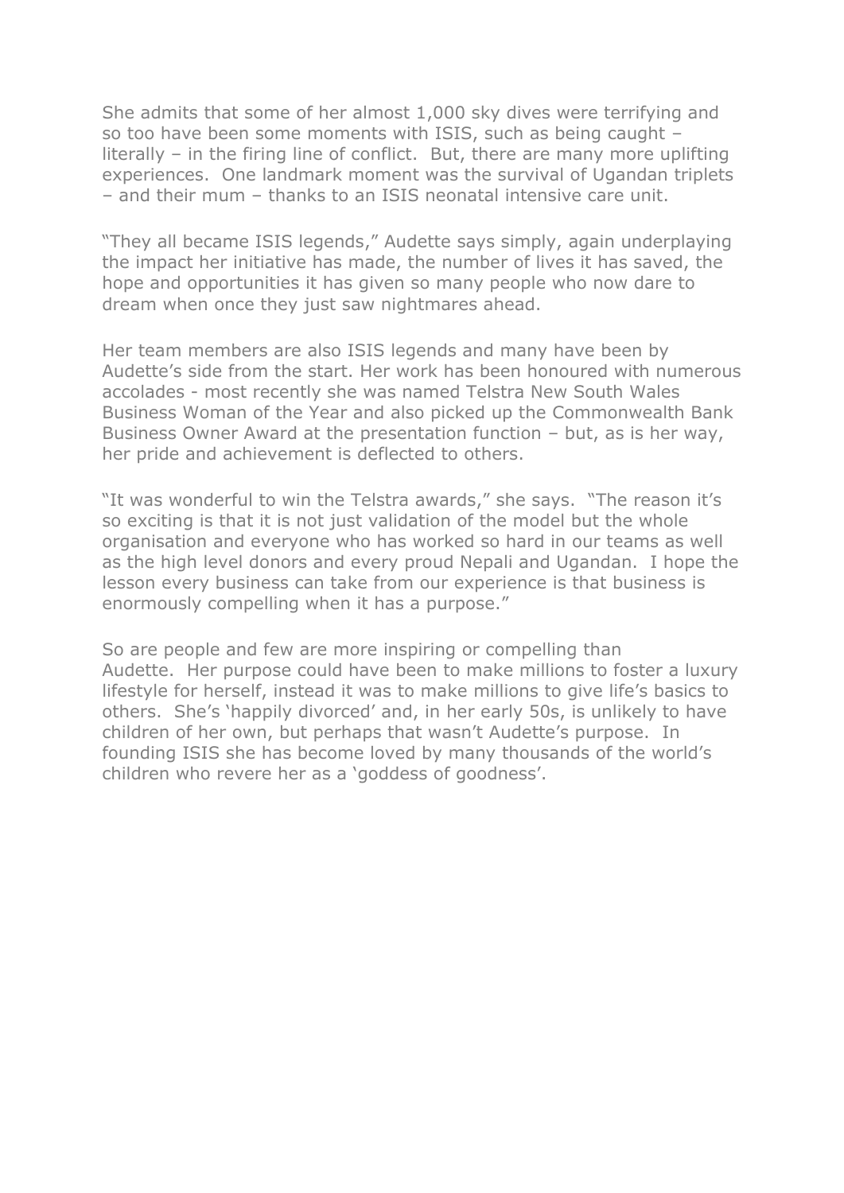She admits that some of her almost 1,000 sky dives were terrifying and so too have been some moments with ISIS, such as being caught – literally – in the firing line of conflict. But, there are many more uplifting experiences. One landmark moment was the survival of Ugandan triplets – and their mum – thanks to an ISIS neonatal intensive care unit.

"They all became ISIS legends," Audette says simply, again underplaying the impact her initiative has made, the number of lives it has saved, the hope and opportunities it has given so many people who now dare to dream when once they just saw nightmares ahead.

Her team members are also ISIS legends and many have been by Audette's side from the start. Her work has been honoured with numerous accolades - most recently she was named Telstra New South Wales Business Woman of the Year and also picked up the Commonwealth Bank Business Owner Award at the presentation function – but, as is her way, her pride and achievement is deflected to others.

"It was wonderful to win the Telstra awards," she says. "The reason it's so exciting is that it is not just validation of the model but the whole organisation and everyone who has worked so hard in our teams as well as the high level donors and every proud Nepali and Ugandan. I hope the lesson every business can take from our experience is that business is enormously compelling when it has a purpose."

So are people and few are more inspiring or compelling than Audette. Her purpose could have been to make millions to foster a luxury lifestyle for herself, instead it was to make millions to give life's basics to others. She's 'happily divorced' and, in her early 50s, is unlikely to have children of her own, but perhaps that wasn't Audette's purpose. In founding ISIS she has become loved by many thousands of the world's children who revere her as a 'goddess of goodness'.